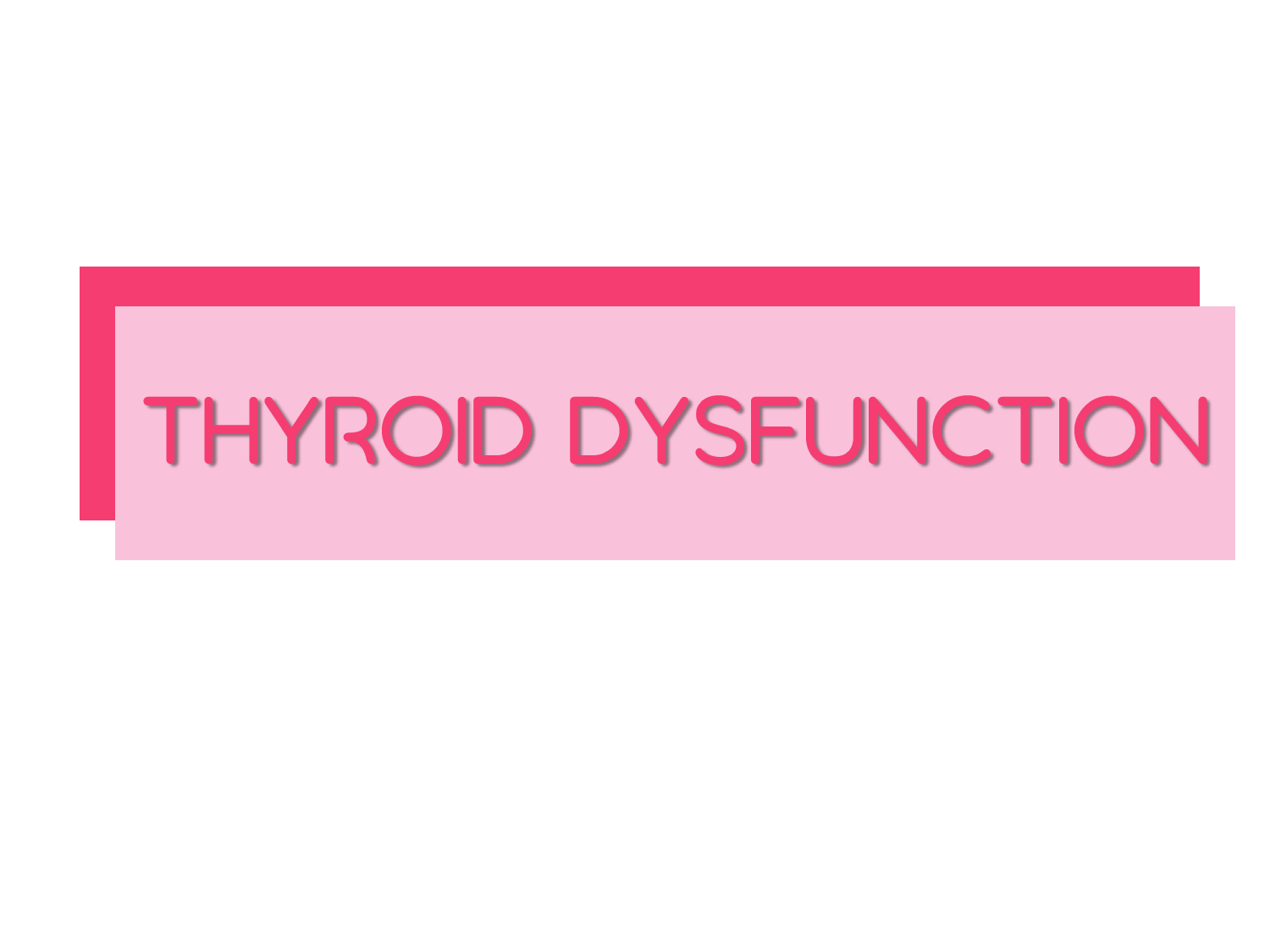# THYROID DYSFUNCTION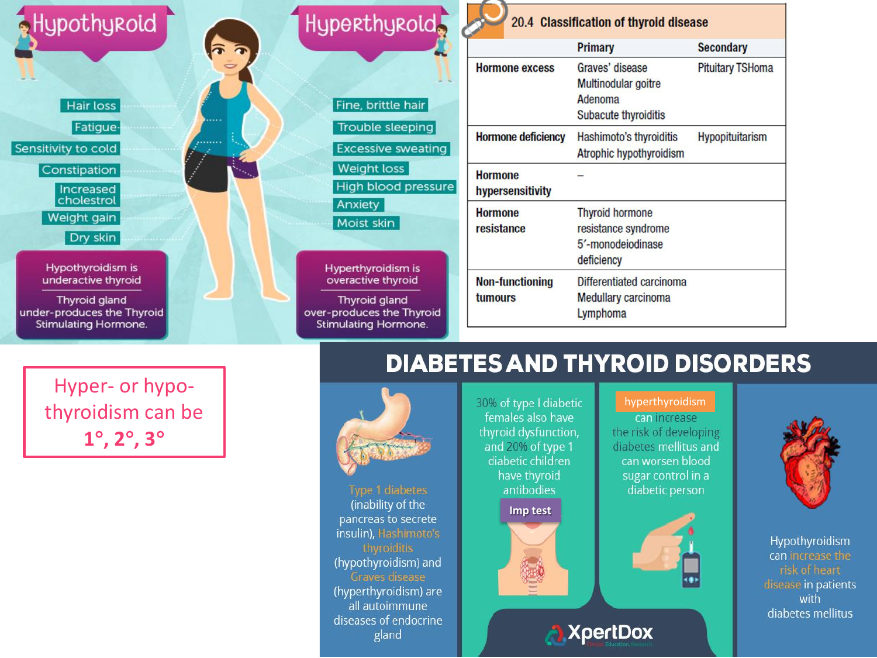## Hypothyroid

- Hair loss
- Fatigue
- Sensitivity to cold
- Constipation
- Increased cholestrol
- Weight gain
- Dry skin

Hypothyroidism is underactive thyroid

Thyroid gland under-produces the Thyroid Stimulating Hormone.

## Hyperthyroid

- Fine, brittle hair
- Trouble sleeping
- Excessive sweating
- Weight loss
- High blood pressure
- Anxiety
- Moist skin

Hyperthyroidism is overactive thyroid

Thyroid gland over-produces the Thyroid Stimulating Hormone.

## 20.4 Classification of thyroid disease

| | Primary | Secondary |
|---|---|---|
| **Hormone excess** | Graves' disease<br>Multinodular goitre<br>Adenoma<br>Subacute thyroiditis | Pituitary TSHoma |
| **Hormone deficiency** | Hashimoto's thyroiditis<br>Atrophic hypothyroidism | Hypopituitarism |
| **Hormone hypersensitivity** | – | |
| **Hormone resistance** | Thyroid hormone resistance syndrome<br>5′-monodeiodinase deficiency | |
| **Non-functioning tumours** | Differentiated carcinoma<br>Medullary carcinoma<br>Lymphoma | |

Hyper- or hypo-thyroidism can be **1°, 2°, 3°**

## DIABETES AND THYROID DISORDERS

Type 1 diabetes (inability of the pancreas to secrete insulin), Hashimoto's thyroiditis (hypothyroidism) and Graves disease (hyperthyroidism) are all autoimmune diseases of endocrine gland

30% of type I diabetic females also have thyroid dysfunction, and 20% of type 1 diabetic children have thyroid antibodies

Imp test

hyperthyroidism can increase the risk of developing diabetes mellitus and can worsen blood sugar control in a diabetic person

Hypothyroidism can increase the risk of heart disease in patients with diabetes mellitus

XpertDox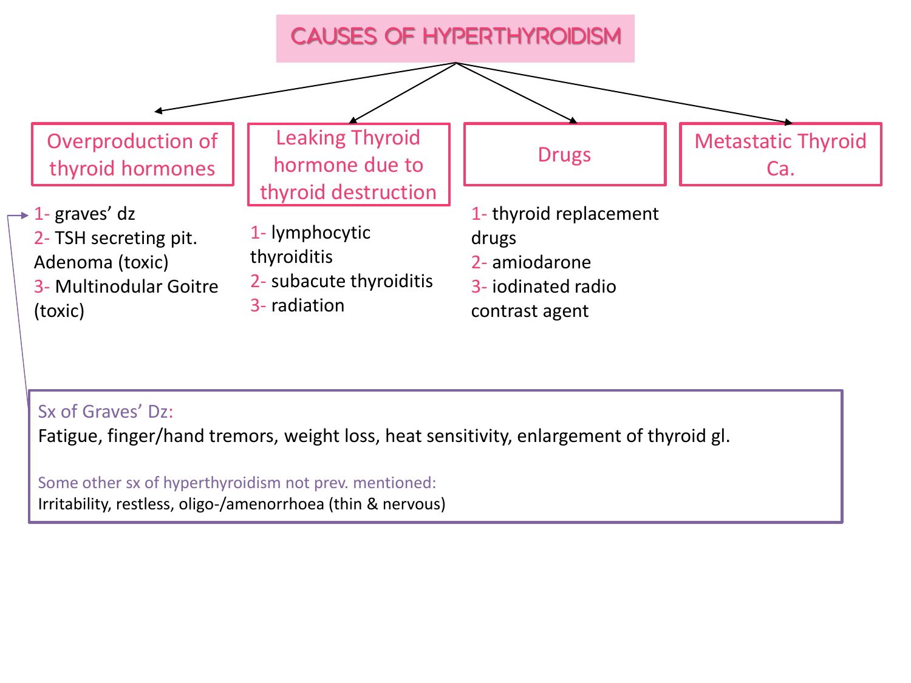# CAUSES OF HYPERTHYROIDISM

## Overproduction of thyroid hormones

1- graves' dz
2- TSH secreting pit. Adenoma (toxic)
3- Multinodular Goitre (toxic)

## Leaking Thyroid hormone due to thyroid destruction

1- lymphocytic thyroiditis
2- subacute thyroiditis
3- radiation

## Drugs

1- thyroid replacement drugs
2- amiodarone
3- iodinated radio contrast agent

## Metastatic Thyroid Ca.

---

Sx of Graves' Dz:
Fatigue, finger/hand tremors, weight loss, heat sensitivity, enlargement of thyroid gl.

Some other sx of hyperthyroidism not prev. mentioned:
Irritability, restless, oligo-/amenorrhoea (thin & nervous)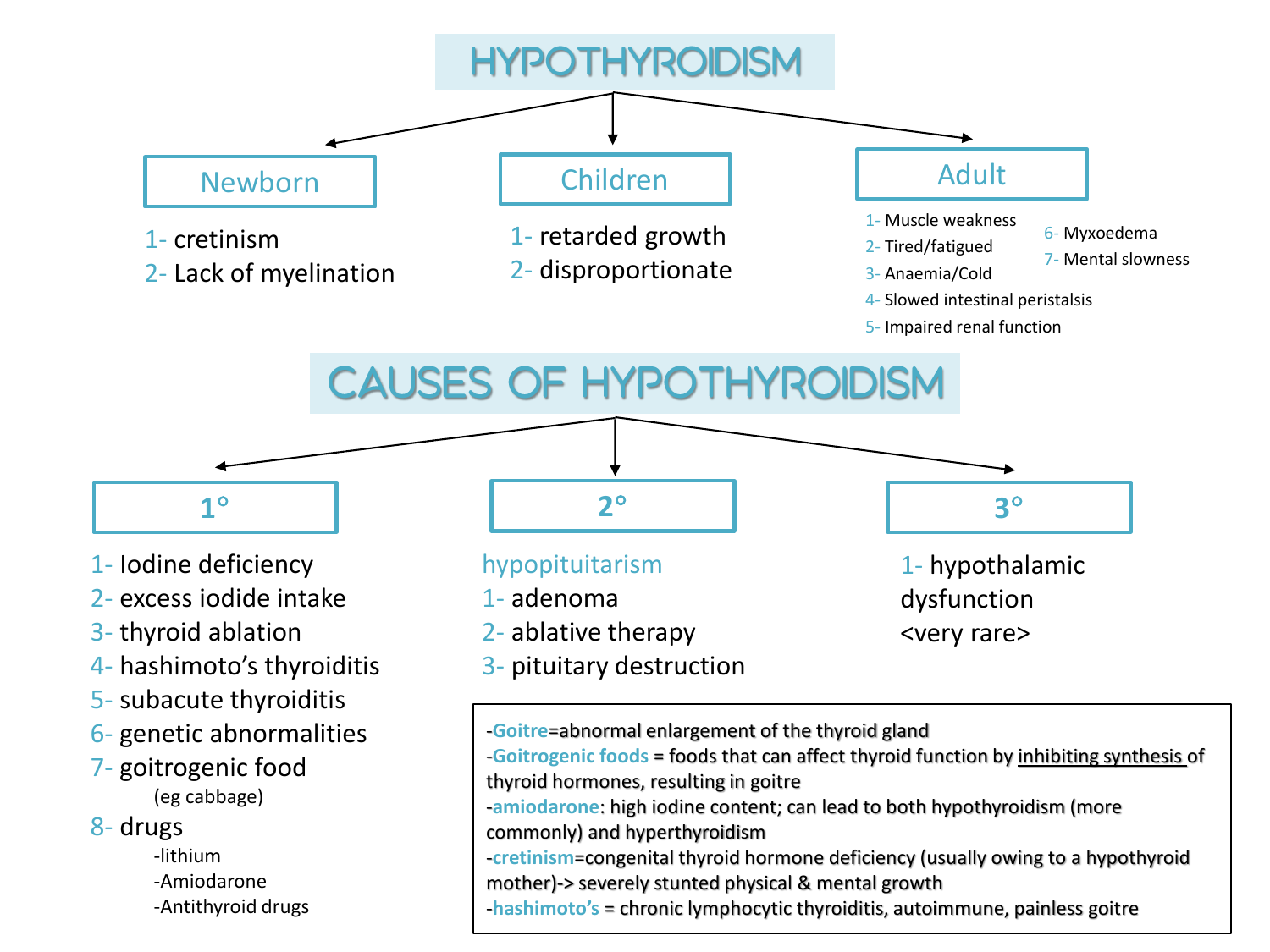# HYPOTHYROIDISM

## Newborn

1- cretinism
2- Lack of myelination

## Children

1- retarded growth
2- disproportionate

## Adult

1- Muscle weakness
2- Tired/fatigued
3- Anaemia/Cold
4- Slowed intestinal peristalsis
5- Impaired renal function
6- Myxoedema
7- Mental slowness

# CAUSES OF HYPOTHYROIDISM

## 1°

1- Iodine deficiency
2- excess iodide intake
3- thyroid ablation
4- hashimoto's thyroiditis
5- subacute thyroiditis
6- genetic abnormalities
7- goitrogenic food
   (eg cabbage)
8- drugs
   - lithium
   - Amiodarone
   - Antithyroid drugs

## 2°

hypopituitarism

1- adenoma
2- ablative therapy
3- pituitary destruction

## 3°

1- hypothalamic dysfunction
<very rare>

---

- **Goitre**=abnormal enlargement of the thyroid gland
- **Goitrogenic foods** = foods that can affect thyroid function by inhibiting synthesis of thyroid hormones, resulting in goitre
- **amiodarone**: high iodine content; can lead to both hypothyroidism (more commonly) and hyperthyroidism
- **cretinism**=congenital thyroid hormone deficiency (usually owing to a hypothyroid mother)-> severely stunted physical & mental growth
- **hashimoto's** = chronic lymphocytic thyroiditis, autoimmune, painless goitre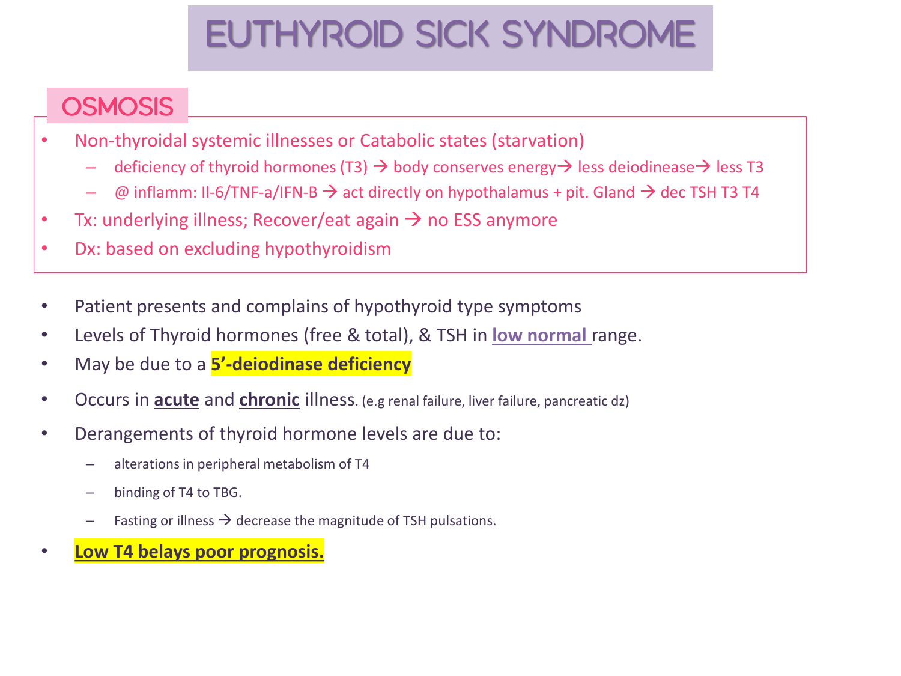# EUTHYROID SICK SYNDROME

## OSMOSIS

- Non-thyroidal systemic illnesses or Catabolic states (starvation)
  - deficiency of thyroid hormones (T3) → body conserves energy→ less deiodinease→ less T3
  - @ inflamm: Il-6/TNF-a/IFN-B → act directly on hypothalamus + pit. Gland → dec TSH T3 T4
- Tx: underlying illness; Recover/eat again → no ESS anymore
- Dx: based on excluding hypothyroidism

- Patient presents and complains of hypothyroid type symptoms
- Levels of Thyroid hormones (free & total), & TSH in **low normal** range.
- May be due to a **5'-deiodinase deficiency**
- Occurs in **acute** and **chronic** illness. (e.g renal failure, liver failure, pancreatic dz)
- Derangements of thyroid hormone levels are due to:
  - alterations in peripheral metabolism of T4
  - binding of T4 to TBG.
  - Fasting or illness → decrease the magnitude of TSH pulsations.
- **Low T4 belays poor prognosis.**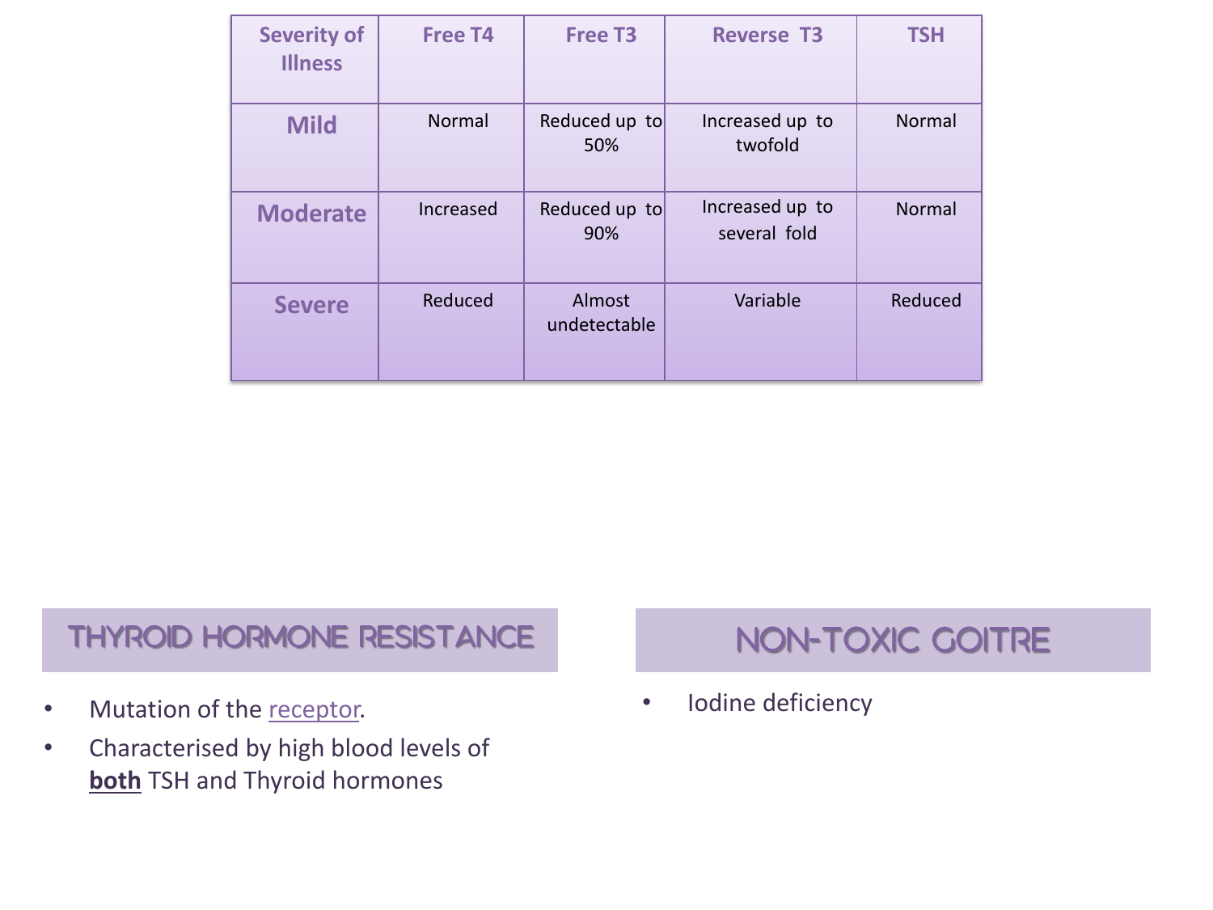| Severity of Illness | Free T4 | Free T3 | Reverse T3 | TSH |
|---|---|---|---|---|
| Mild | Normal | Reduced up to 50% | Increased up to twofold | Normal |
| Moderate | Increased | Reduced up to 90% | Increased up to several fold | Normal |
| Severe | Reduced | Almost undetectable | Variable | Reduced |

## THYROID HORMONE RESISTANCE

- Mutation of the receptor.
- Characterised by high blood levels of **both** TSH and Thyroid hormones

## NON-TOXIC GOITRE

- Iodine deficiency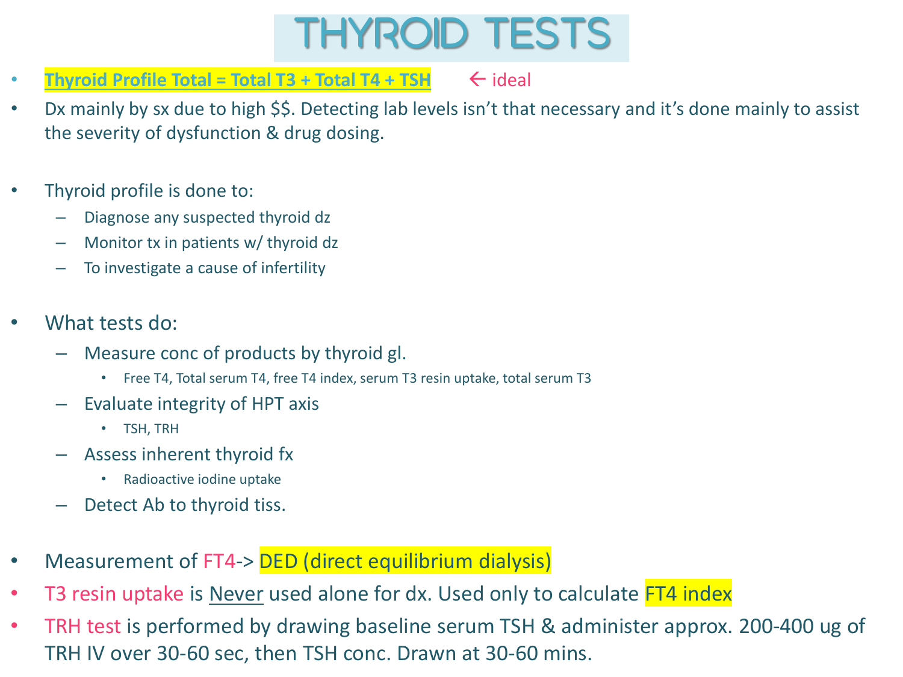# THYROID TESTS

- **Thyroid Profile Total = Total T3 + Total T4 + TSH** ← ideal
- Dx mainly by sx due to high $$. Detecting lab levels isn't that necessary and it's done mainly to assist the severity of dysfunction & drug dosing.

- Thyroid profile is done to:
  - Diagnose any suspected thyroid dz
  - Monitor tx in patients w/ thyroid dz
  - To investigate a cause of infertility

- What tests do:
  - Measure conc of products by thyroid gl.
    - Free T4, Total serum T4, free T4 index, serum T3 resin uptake, total serum T3
  - Evaluate integrity of HPT axis
    - TSH, TRH
  - Assess inherent thyroid fx
    - Radioactive iodine uptake
  - Detect Ab to thyroid tiss.

- Measurement of FT4-> DED (direct equilibrium dialysis)
- T3 resin uptake is Never used alone for dx. Used only to calculate FT4 index
- TRH test is performed by drawing baseline serum TSH & administer approx. 200-400 ug of TRH IV over 30-60 sec, then TSH conc. Drawn at 30-60 mins.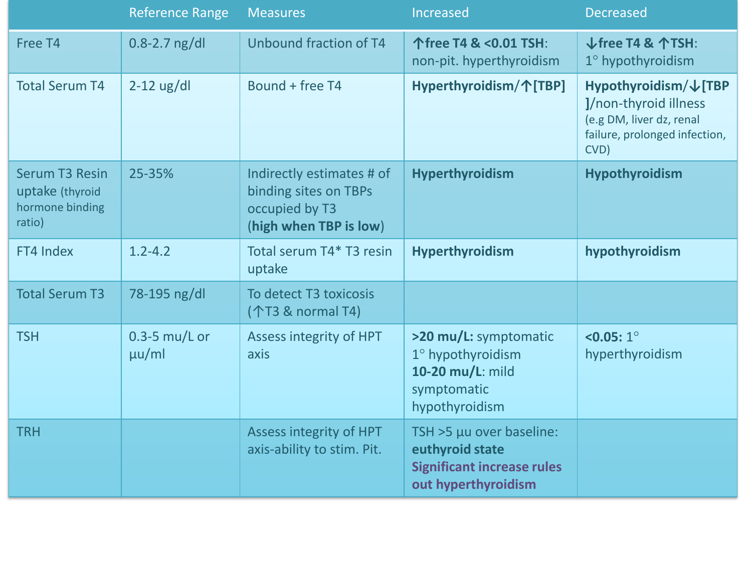| | Reference Range | Measures | Increased | Decreased |
|---|---|---|---|---|
| Free T4 | 0.8-2.7 ng/dl | Unbound fraction of T4 | **↑free T4 & <0.01 TSH**: non-pit. hyperthyroidism | **↓free T4 & ↑TSH**: 1° hypothyroidism |
| Total Serum T4 | 2-12 ug/dl | Bound + free T4 | **Hyperthyroidism**/**↑[TBP]** | **Hypothyroidism**/**↓[TBP]**/non-thyroid illness (e.g DM, liver dz, renal failure, prolonged infection, CVD) |
| Serum T3 Resin uptake (thyroid hormone binding ratio) | 25-35% | Indirectly estimates # of binding sites on TBPs occupied by T3 (**high when TBP is low**) | **Hyperthyroidism** | **Hypothyroidism** |
| FT4 Index | 1.2-4.2 | Total serum T4* T3 resin uptake | **Hyperthyroidism** | **hypothyroidism** |
| Total Serum T3 | 78-195 ng/dl | To detect T3 toxicosis (↑T3 & normal T4) | | |
| TSH | 0.3-5 mu/L or µu/ml | Assess integrity of HPT axis | **>20 mu/L:** symptomatic 1° hypothyroidism<br>**10-20 mu/L**: mild symptomatic hypothyroidism | **<0.05:** 1° hyperthyroidism |
| TRH | | Assess integrity of HPT axis-ability to stim. Pit. | TSH >5 µu over baseline: **euthyroid state**<br>**Significant increase rules out hyperthyroidism** | |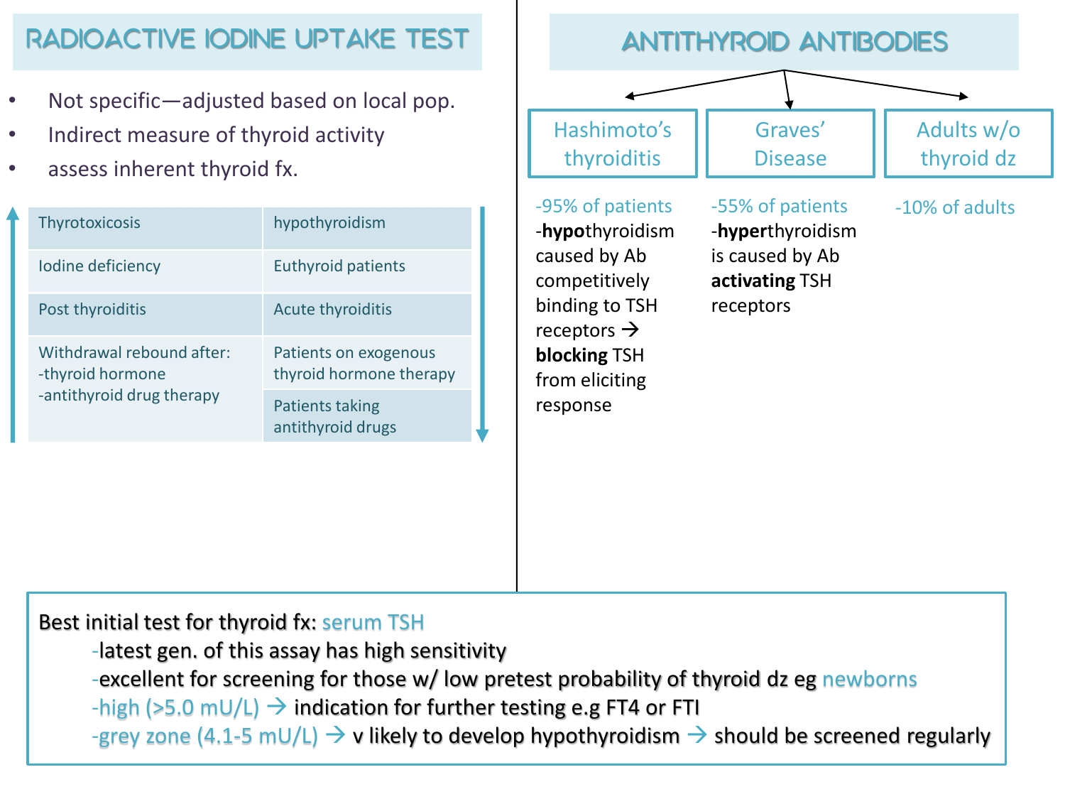## RADIOACTIVE IODINE UPTAKE TEST

- Not specific—adjusted based on local pop.
- Indirect measure of thyroid activity
- assess inherent thyroid fx.

| ↑ (increased uptake) | ↓ (decreased uptake) |
|---|---|
| Thyrotoxicosis | hypothyroidism |
| Iodine deficiency | Euthyroid patients |
| Post thyroiditis | Acute thyroiditis |
| Withdrawal rebound after:<br>-thyroid hormone<br>-antithyroid drug therapy | Patients on exogenous thyroid hormone therapy |
| | Patients taking antithyroid drugs |

## ANTITHYROID ANTIBODIES

### Hashimoto's thyroiditis

-95% of patients

-**hypo**thyroidism caused by Ab competitively binding to TSH receptors → **blocking** TSH from eliciting response

### Graves' Disease

-55% of patients

-**hyper**thyroidism is caused by Ab **activating** TSH receptors

### Adults w/o thyroid dz

-10% of adults

---

Best initial test for thyroid fx: serum TSH

- -latest gen. of this assay has high sensitivity
- -excellent for screening for those w/ low pretest probability of thyroid dz eg newborns
- -high (>5.0 mU/L) → indication for further testing e.g FT4 or FTI
- -grey zone (4.1-5 mU/L) → v likely to develop hypothyroidism → should be screened regularly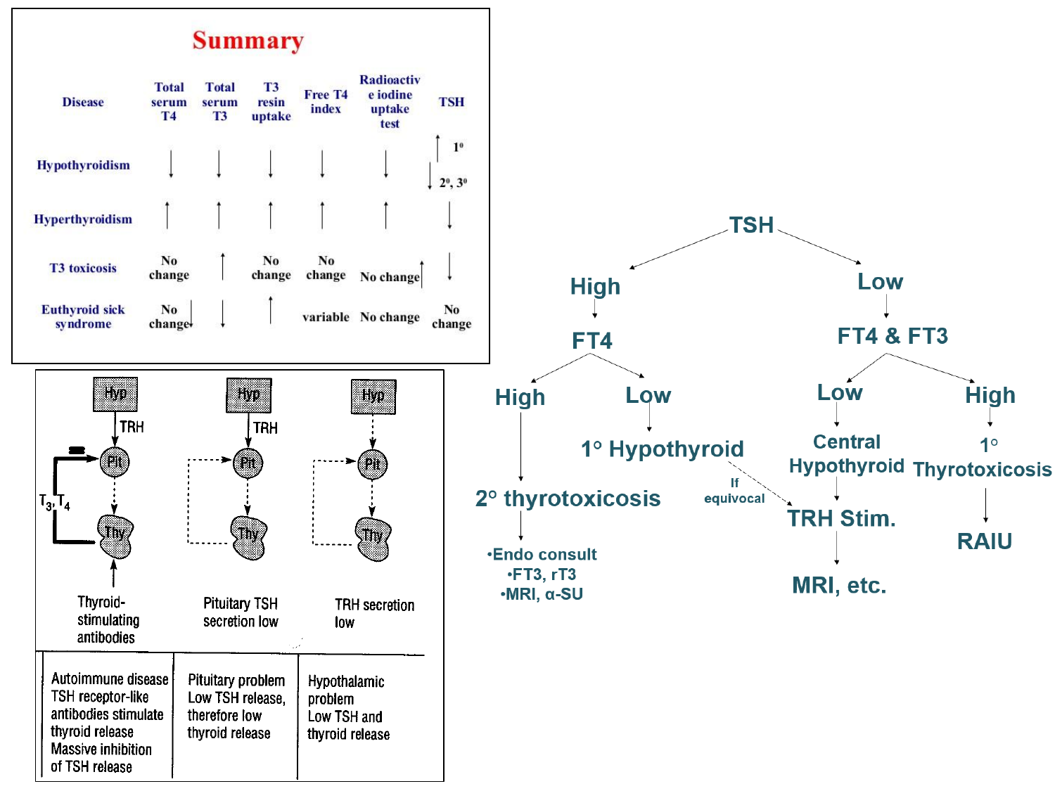# Summary

| Disease | Total serum T4 | Total serum T3 | T3 resin uptake | Free T4 index | Radioactive iodine uptake test | TSH |
|---|---|---|---|---|---|---|
| Hypothyroidism | ↓ | ↓ | ↓ | ↓ | ↓ | ↑ 1°<br>↓ 2°, 3° |
| Hyperthyroidism | ↑ | ↑ | ↑ | ↑ | ↑ | ↓ |
| T3 toxicosis | No change | ↑ | No change | No change | No change↑ | ↓ |
| Euthyroid sick syndrome | No change↓ | ↓ | ↑ | variable | No change | No change |

Hyp
TRH
Pit
Thy
$T_3$, $T_4$
Thyroid-stimulating antibodies

Hyp
TRH
Pit
Thy
Pituitary TSH secretion low

Hyp
Pit
Thy
TRH secretion low

| | | |
|---|---|---|
| Autoimmune disease TSH receptor-like antibodies stimulate thyroid release Massive inhibition of TSH release | Pituitary problem Low TSH release, therefore low thyroid release | Hypothalamic problem Low TSH and thyroid release |

TSH
High
FT4
High
2° thyrotoxicosis
•Endo consult
•FT3, rT3
•MRI, α-SU
Low
1° Hypothyroid
If equivocal
Low
FT4 & FT3
Low
Central Hypothyroid
TRH Stim.
MRI, etc.
High
1° Thyrotoxicosis
RAIU